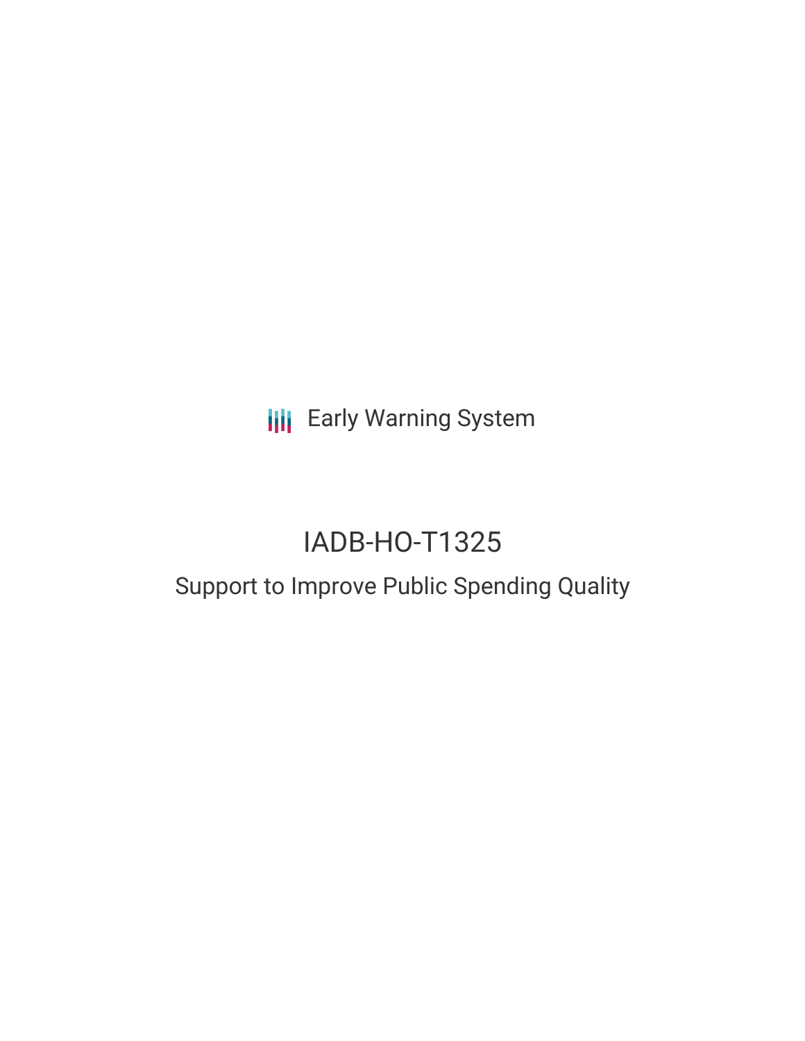Early Warning System

# IADB-HO-T1325

## Support to Improve Public Spending Quality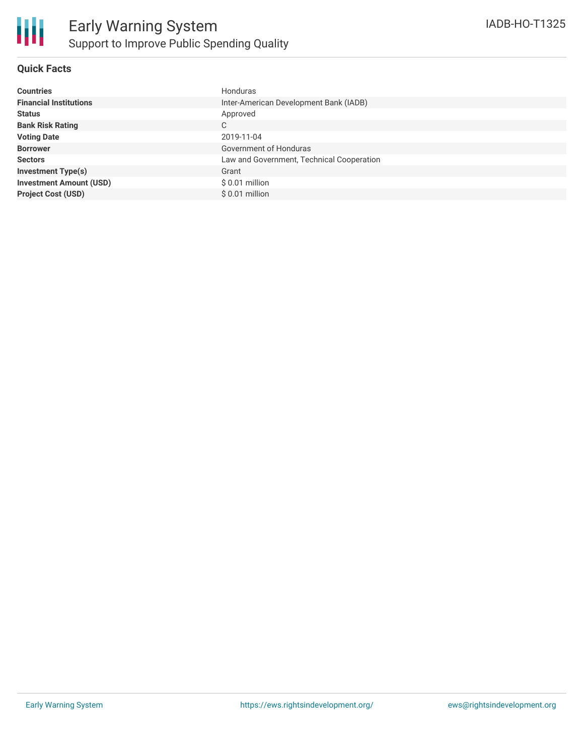# Early Warning System

## Support to Improve Public Spending Quality

IADB-HO-T1325

### Quick Facts

| | |
|---|---|
| **Countries** | Honduras |
| **Financial Institutions** | Inter-American Development Bank (IADB) |
| **Status** | Approved |
| **Bank Risk Rating** | C |
| **Voting Date** | 2019-11-04 |
| **Borrower** | Government of Honduras |
| **Sectors** | Law and Government, Technical Cooperation |
| **Investment Type(s)** | Grant |
| **Investment Amount (USD)** | $ 0.01 million |
| **Project Cost (USD)** | $ 0.01 million |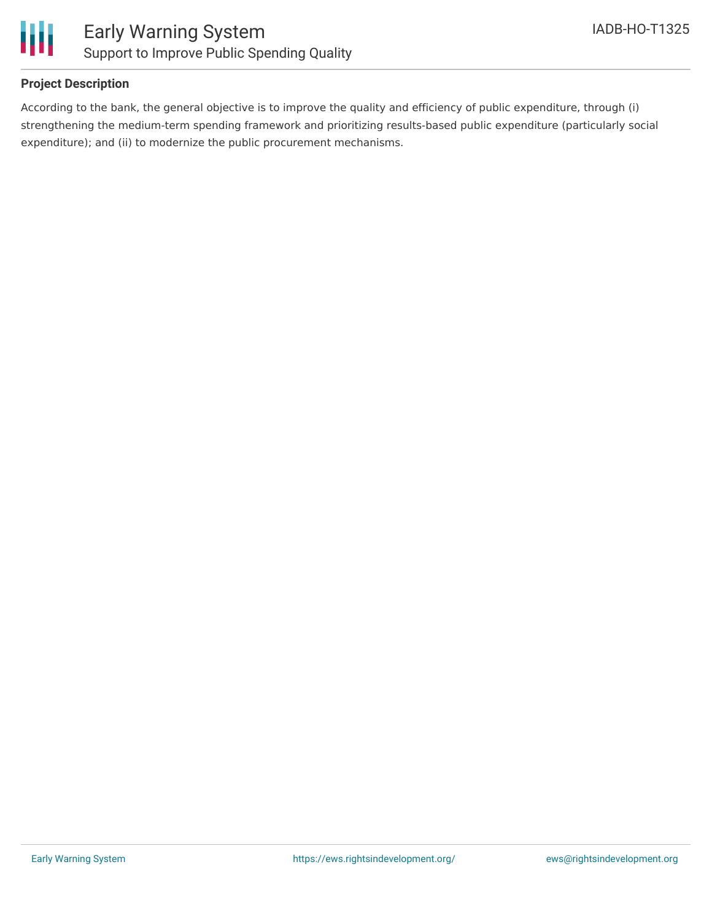## Project Description

According to the bank, the general objective is to improve the quality and efficiency of public expenditure, through (i) strengthening the medium-term spending framework and prioritizing results-based public expenditure (particularly social expenditure); and (ii) to modernize the public procurement mechanisms.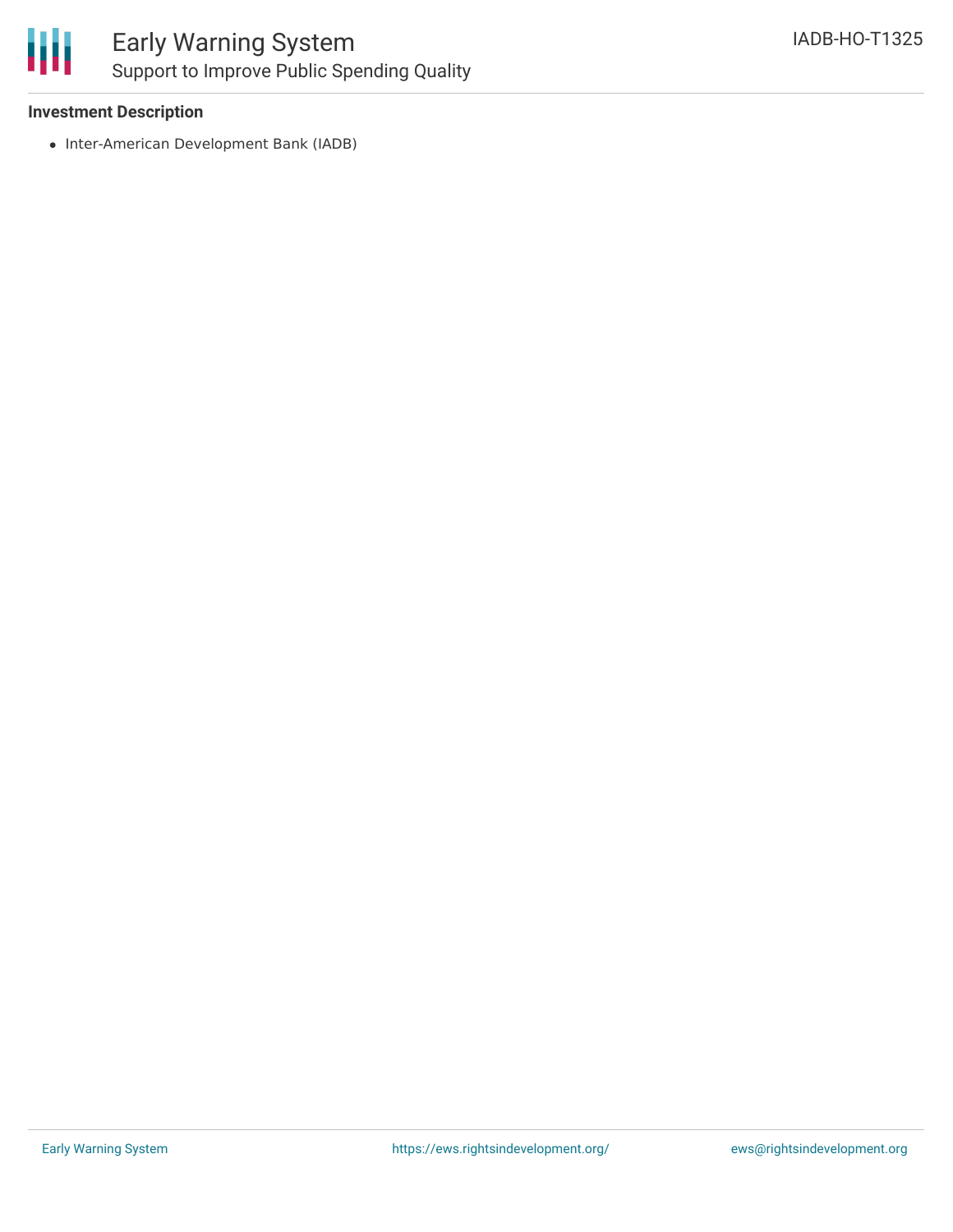### Investment Description

- Inter-American Development Bank (IADB)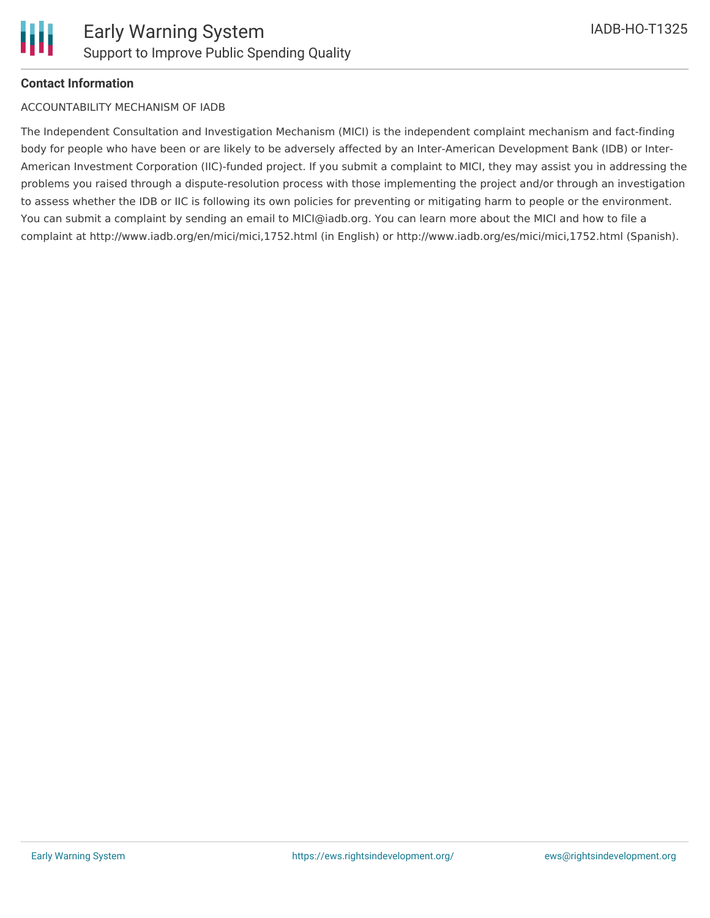**Contact Information**

ACCOUNTABILITY MECHANISM OF IADB

The Independent Consultation and Investigation Mechanism (MICI) is the independent complaint mechanism and fact-finding body for people who have been or are likely to be adversely affected by an Inter-American Development Bank (IDB) or Inter-American Investment Corporation (IIC)-funded project. If you submit a complaint to MICI, they may assist you in addressing the problems you raised through a dispute-resolution process with those implementing the project and/or through an investigation to assess whether the IDB or IIC is following its own policies for preventing or mitigating harm to people or the environment. You can submit a complaint by sending an email to MICI@iadb.org. You can learn more about the MICI and how to file a complaint at http://www.iadb.org/en/mici/mici,1752.html (in English) or http://www.iadb.org/es/mici/mici,1752.html (Spanish).